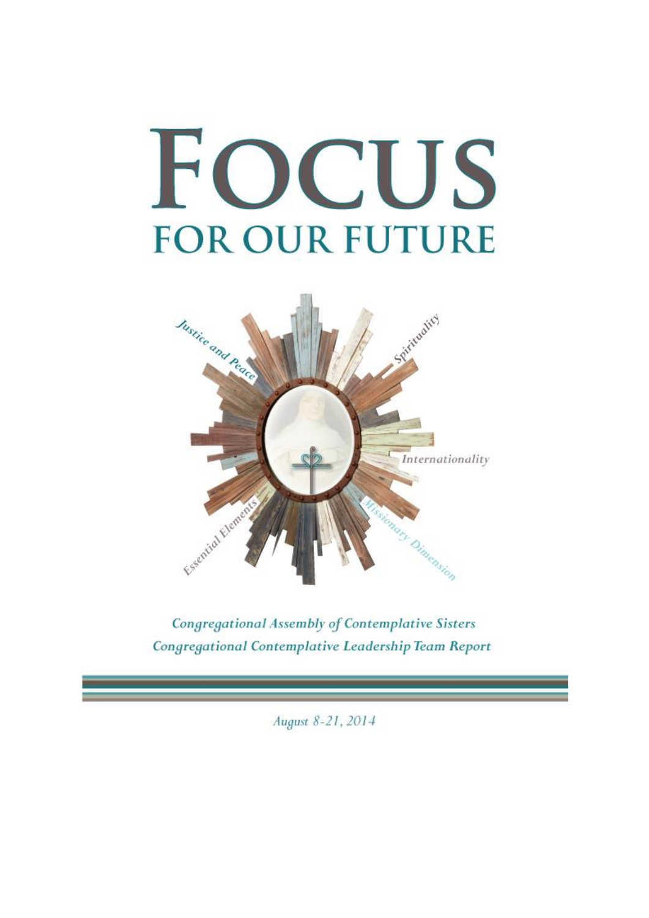# FOCUS
## FOR OUR FUTURE

Justice and Peace

Spirituality

Internationality

Missionary Dimension

Essential Elements

*Congregational Assembly of Contemplative Sisters*
*Congregational Contemplative Leadership Team Report*

*August 8-21, 2014*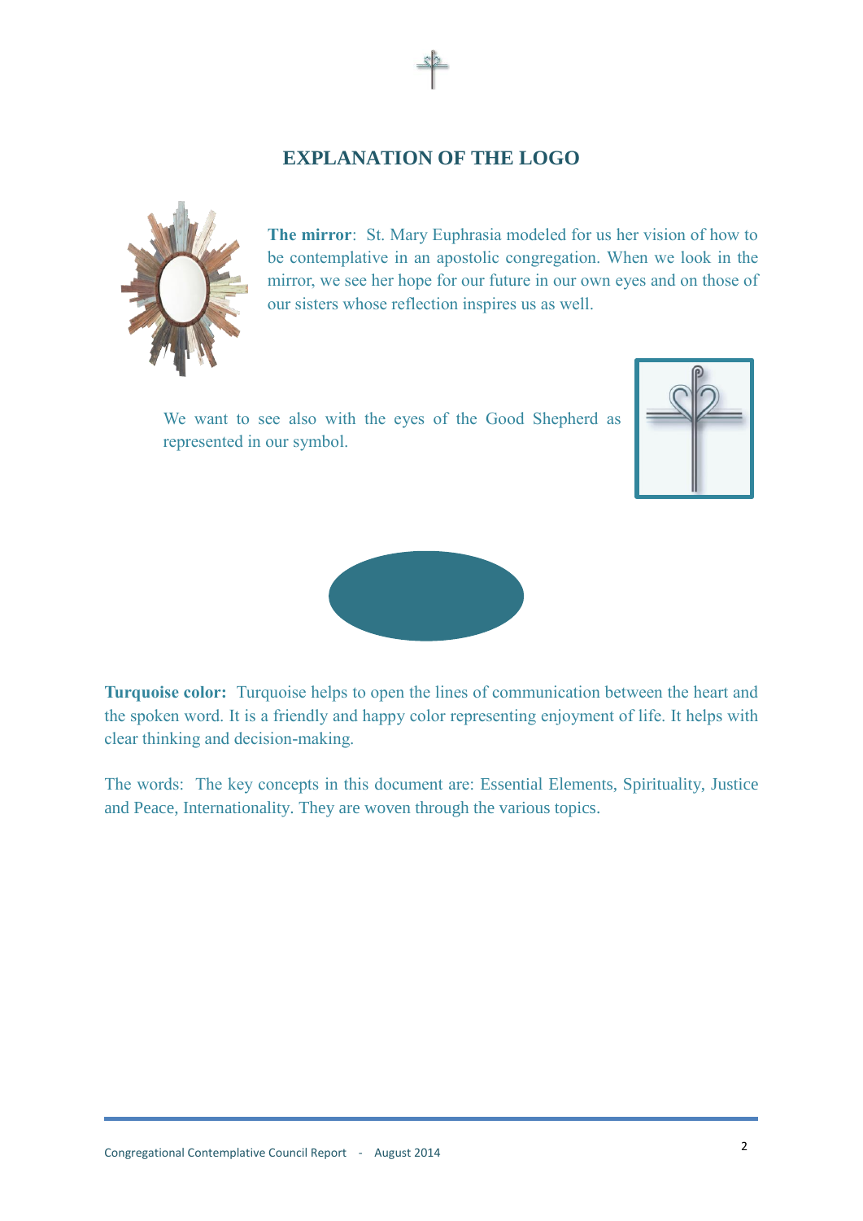# EXPLANATION OF THE LOGO

**The mirror**: St. Mary Euphrasia modeled for us her vision of how to be contemplative in an apostolic congregation. When we look in the mirror, we see her hope for our future in our own eyes and on those of our sisters whose reflection inspires us as well.

We want to see also with the eyes of the Good Shepherd as represented in our symbol.

**Turquoise color:** Turquoise helps to open the lines of communication between the heart and the spoken word. It is a friendly and happy color representing enjoyment of life. It helps with clear thinking and decision-making.

The words: The key concepts in this document are: Essential Elements, Spirituality, Justice and Peace, Internationality. They are woven through the various topics.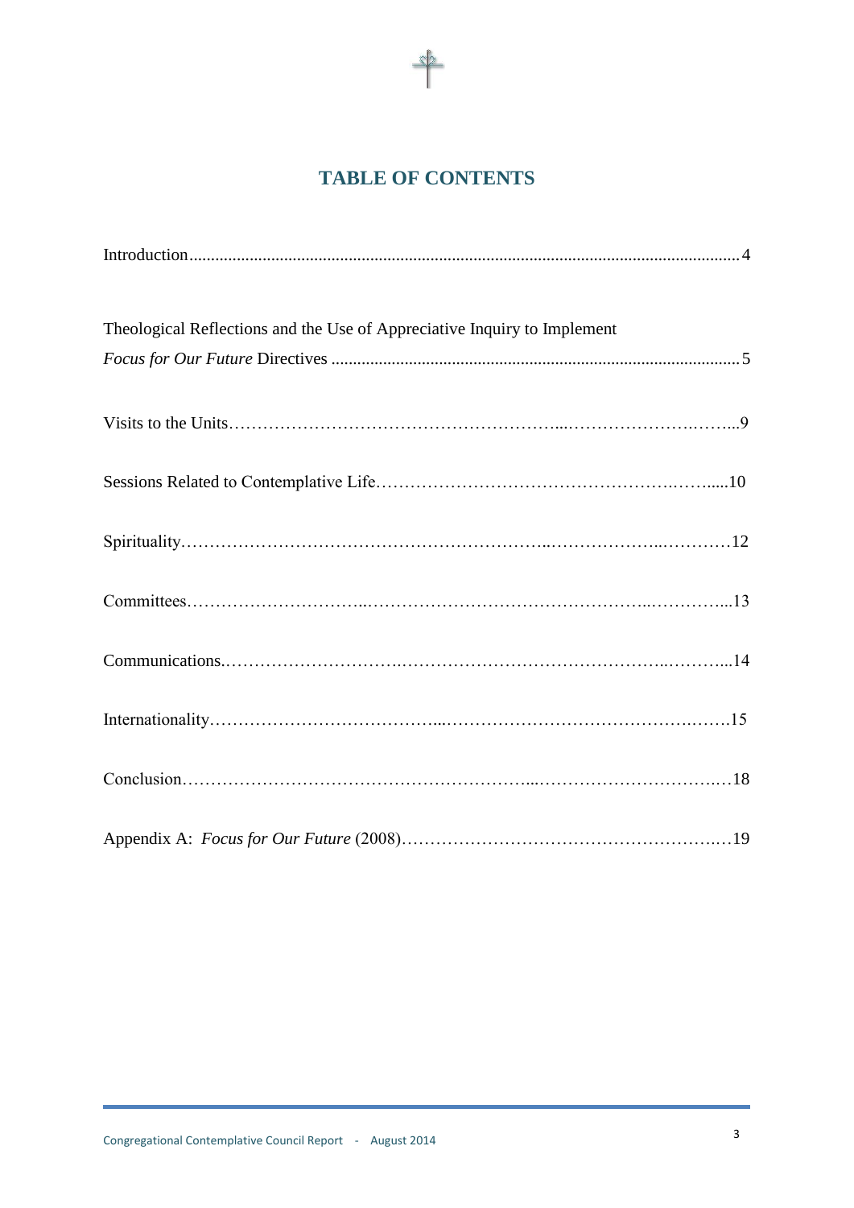# TABLE OF CONTENTS

Introduction.......................................................................................................................... 4

Theological Reflections and the Use of Appreciative Inquiry to Implement *Focus for Our Future* Directives .......................................................................................... 5

Visits to the Units……………………………………………………...……………………….……...9

Sessions Related to Contemplative Life……………………………………………….…….....10

Spirituality……………………………………………………..………………..…………12

Committees…………………………..…………………………………………...…………...13

Communications.………………………….………………………………………..………...14

Internationality…………………………………...………………………………….…….15

Conclusion……………………………………………………...…………………………..…18

Appendix A: *Focus for Our Future* (2008)……………………………………………….…19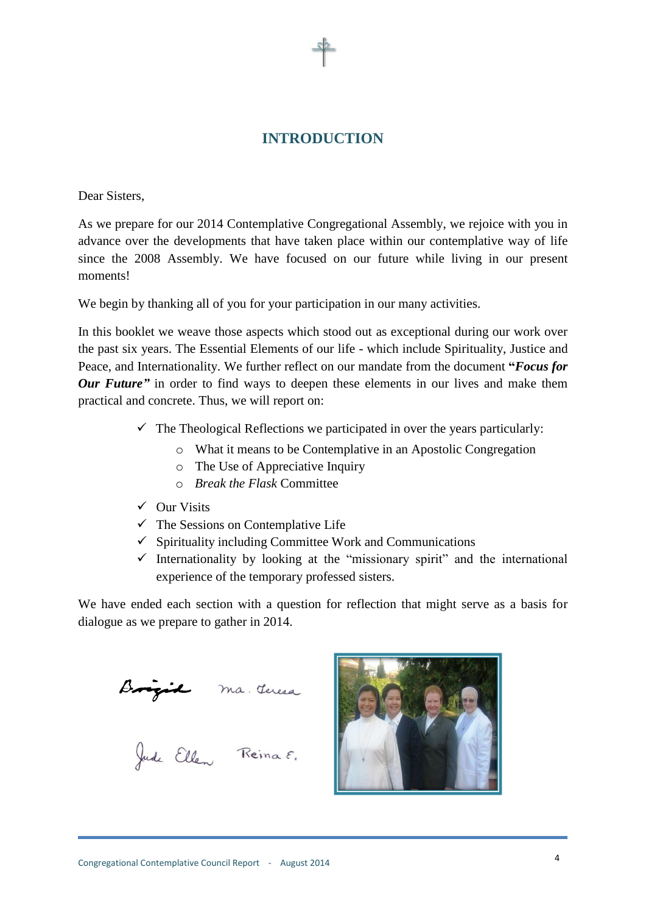# INTRODUCTION

Dear Sisters,

As we prepare for our 2014 Contemplative Congregational Assembly, we rejoice with you in advance over the developments that have taken place within our contemplative way of life since the 2008 Assembly. We have focused on our future while living in our present moments!

We begin by thanking all of you for your participation in our many activities.

In this booklet we weave those aspects which stood out as exceptional during our work over the past six years. The Essential Elements of our life - which include Spirituality, Justice and Peace, and Internationality. We further reflect on our mandate from the document ***"Focus for Our Future"*** in order to find ways to deepen these elements in our lives and make them practical and concrete. Thus, we will report on:

- ✓ The Theological Reflections we participated in over the years particularly:
  - What it means to be Contemplative in an Apostolic Congregation
  - The Use of Appreciative Inquiry
  - *Break the Flask* Committee
- ✓ Our Visits
- ✓ The Sessions on Contemplative Life
- ✓ Spirituality including Committee Work and Communications
- ✓ Internationality by looking at the "missionary spirit" and the international experience of the temporary professed sisters.

We have ended each section with a question for reflection that might serve as a basis for dialogue as we prepare to gather in 2014.

Brigid   Ma. Teresa

Jude   Ellen   Reina E.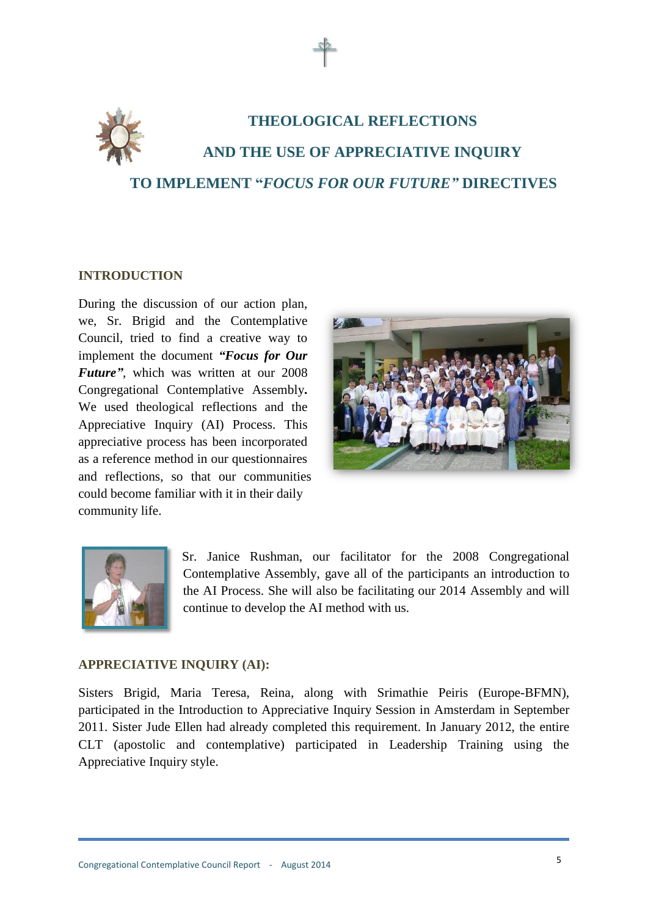# THEOLOGICAL REFLECTIONS AND THE USE OF APPRECIATIVE INQUIRY TO IMPLEMENT "*FOCUS FOR OUR FUTURE*" DIRECTIVES

## INTRODUCTION

During the discussion of our action plan, we, Sr. Brigid and the Contemplative Council, tried to find a creative way to implement the document ***"Focus for Our Future"***, which was written at our 2008 Congregational Contemplative Assembly**.** We used theological reflections and the Appreciative Inquiry (AI) Process. This appreciative process has been incorporated as a reference method in our questionnaires and reflections, so that our communities could become familiar with it in their daily community life.

Sr. Janice Rushman, our facilitator for the 2008 Congregational Contemplative Assembly, gave all of the participants an introduction to the AI Process. She will also be facilitating our 2014 Assembly and will continue to develop the AI method with us.

## APPRECIATIVE INQUIRY (AI):

Sisters Brigid, Maria Teresa, Reina, along with Srimathie Peiris (Europe-BFMN), participated in the Introduction to Appreciative Inquiry Session in Amsterdam in September 2011. Sister Jude Ellen had already completed this requirement. In January 2012, the entire CLT (apostolic and contemplative) participated in Leadership Training using the Appreciative Inquiry style.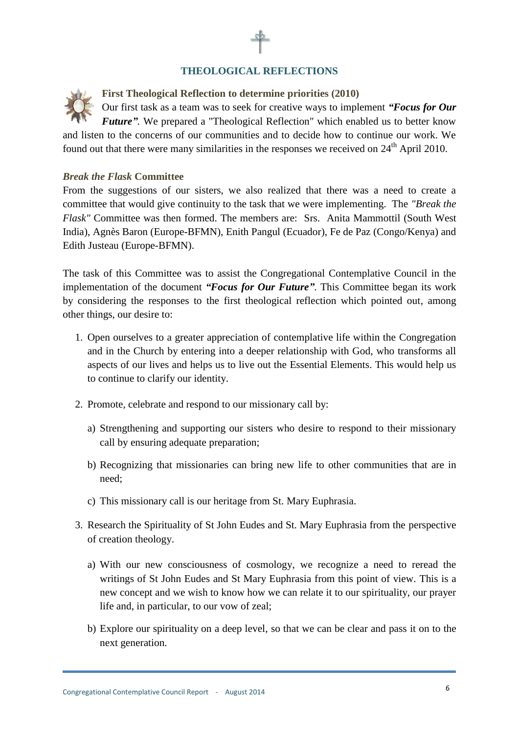## THEOLOGICAL REFLECTIONS

### First Theological Reflection to determine priorities (2010)

Our first task as a team was to seek for creative ways to implement ***"Focus for Our Future"***. We prepared a "Theological Reflection" which enabled us to better know and listen to the concerns of our communities and to decide how to continue our work. We found out that there were many similarities in the responses we received on 24th April 2010.

### *Break the Flask* Committee

From the suggestions of our sisters, we also realized that there was a need to create a committee that would give continuity to the task that we were implementing. The *"Break the Flask"* Committee was then formed. The members are: Srs. Anita Mammottil (South West India), Agnès Baron (Europe-BFMN), Enith Pangul (Ecuador), Fe de Paz (Congo/Kenya) and Edith Justeau (Europe-BFMN).

The task of this Committee was to assist the Congregational Contemplative Council in the implementation of the document ***"Focus for Our Future"***. This Committee began its work by considering the responses to the first theological reflection which pointed out, among other things, our desire to:

1. Open ourselves to a greater appreciation of contemplative life within the Congregation and in the Church by entering into a deeper relationship with God, who transforms all aspects of our lives and helps us to live out the Essential Elements. This would help us to continue to clarify our identity.

2. Promote, celebrate and respond to our missionary call by:

   a) Strengthening and supporting our sisters who desire to respond to their missionary call by ensuring adequate preparation;

   b) Recognizing that missionaries can bring new life to other communities that are in need;

   c) This missionary call is our heritage from St. Mary Euphrasia.

3. Research the Spirituality of St John Eudes and St. Mary Euphrasia from the perspective of creation theology.

   a) With our new consciousness of cosmology, we recognize a need to reread the writings of St John Eudes and St Mary Euphrasia from this point of view. This is a new concept and we wish to know how we can relate it to our spirituality, our prayer life and, in particular, to our vow of zeal;

   b) Explore our spirituality on a deep level, so that we can be clear and pass it on to the next generation.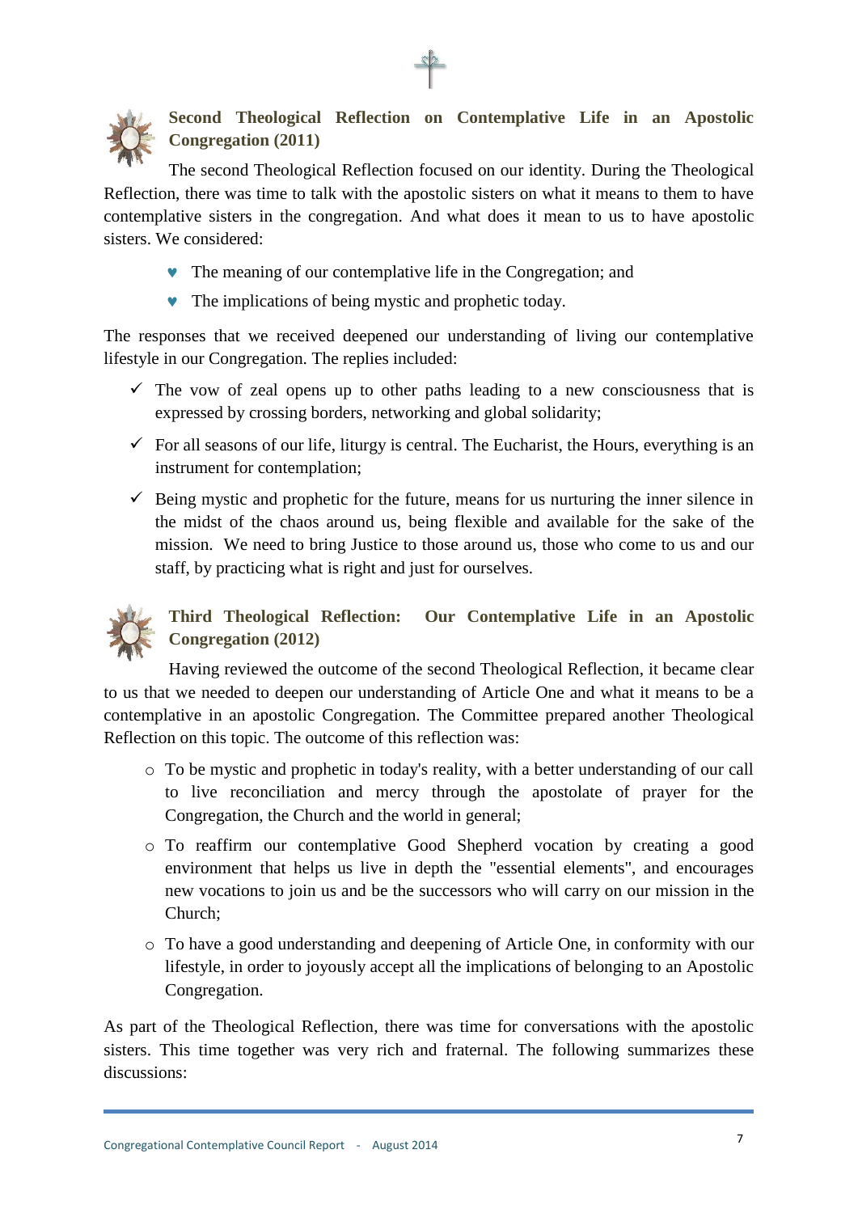### Second Theological Reflection on Contemplative Life in an Apostolic Congregation (2011)

The second Theological Reflection focused on our identity. During the Theological Reflection, there was time to talk with the apostolic sisters on what it means to them to have contemplative sisters in the congregation. And what does it mean to us to have apostolic sisters. We considered:

- The meaning of our contemplative life in the Congregation; and
- The implications of being mystic and prophetic today.

The responses that we received deepened our understanding of living our contemplative lifestyle in our Congregation. The replies included:

- ✓ The vow of zeal opens up to other paths leading to a new consciousness that is expressed by crossing borders, networking and global solidarity;
- ✓ For all seasons of our life, liturgy is central. The Eucharist, the Hours, everything is an instrument for contemplation;
- ✓ Being mystic and prophetic for the future, means for us nurturing the inner silence in the midst of the chaos around us, being flexible and available for the sake of the mission. We need to bring Justice to those around us, those who come to us and our staff, by practicing what is right and just for ourselves.

### Third Theological Reflection: Our Contemplative Life in an Apostolic Congregation (2012)

Having reviewed the outcome of the second Theological Reflection, it became clear to us that we needed to deepen our understanding of Article One and what it means to be a contemplative in an apostolic Congregation. The Committee prepared another Theological Reflection on this topic. The outcome of this reflection was:

- To be mystic and prophetic in today's reality, with a better understanding of our call to live reconciliation and mercy through the apostolate of prayer for the Congregation, the Church and the world in general;
- To reaffirm our contemplative Good Shepherd vocation by creating a good environment that helps us live in depth the "essential elements", and encourages new vocations to join us and be the successors who will carry on our mission in the Church;
- To have a good understanding and deepening of Article One, in conformity with our lifestyle, in order to joyously accept all the implications of belonging to an Apostolic Congregation.

As part of the Theological Reflection, there was time for conversations with the apostolic sisters. This time together was very rich and fraternal. The following summarizes these discussions: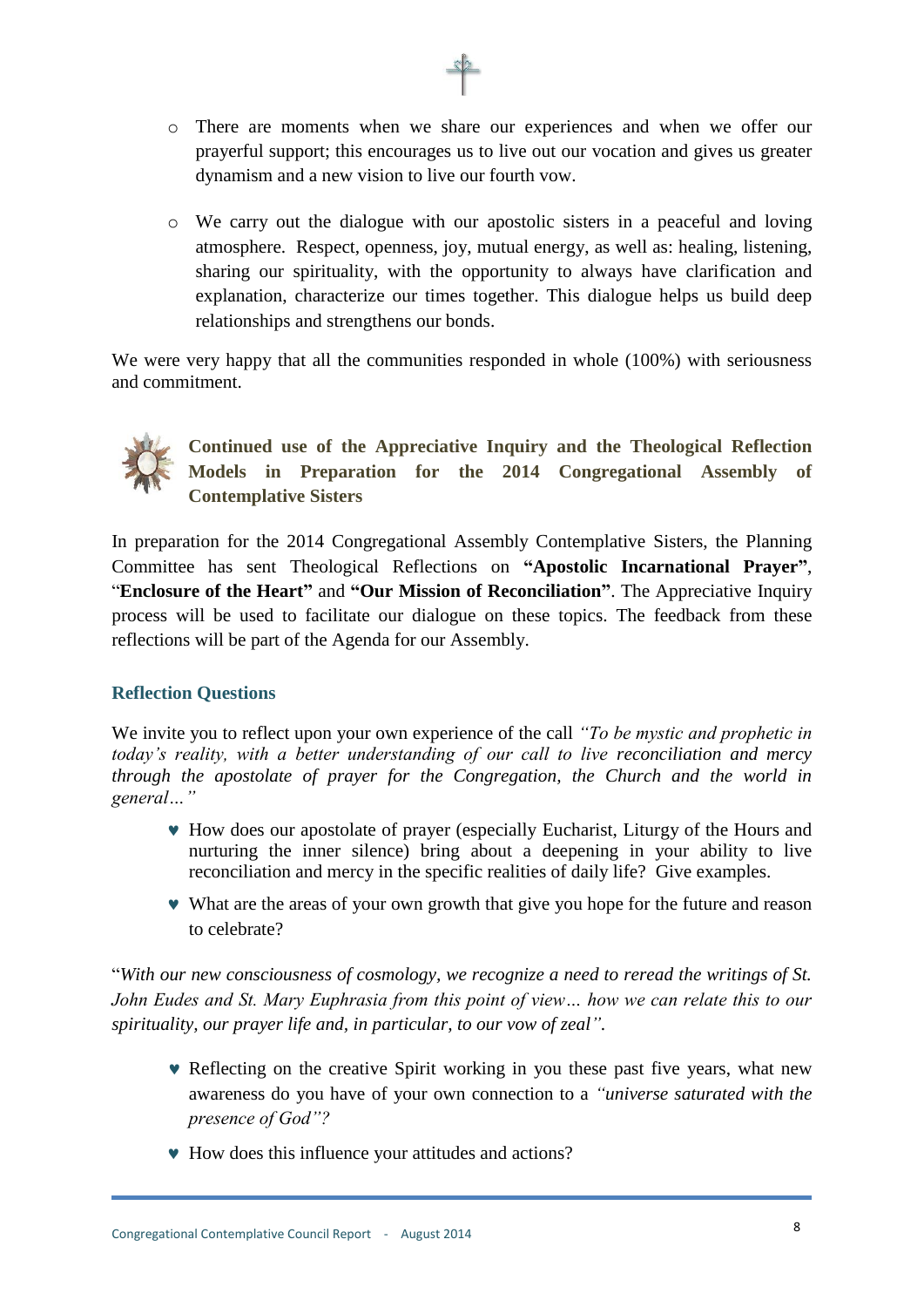- There are moments when we share our experiences and when we offer our prayerful support; this encourages us to live out our vocation and gives us greater dynamism and a new vision to live our fourth vow.

- We carry out the dialogue with our apostolic sisters in a peaceful and loving atmosphere. Respect, openness, joy, mutual energy, as well as: healing, listening, sharing our spirituality, with the opportunity to always have clarification and explanation, characterize our times together. This dialogue helps us build deep relationships and strengthens our bonds.

We were very happy that all the communities responded in whole (100%) with seriousness and commitment.

## Continued use of the Appreciative Inquiry and the Theological Reflection Models in Preparation for the 2014 Congregational Assembly of Contemplative Sisters

In preparation for the 2014 Congregational Assembly Contemplative Sisters, the Planning Committee has sent Theological Reflections on **"Apostolic Incarnational Prayer"**, "**Enclosure of the Heart"** and **"Our Mission of Reconciliation"**. The Appreciative Inquiry process will be used to facilitate our dialogue on these topics. The feedback from these reflections will be part of the Agenda for our Assembly.

### Reflection Questions

We invite you to reflect upon your own experience of the call *"To be mystic and prophetic in today's reality, with a better understanding of our call to live reconciliation and mercy through the apostolate of prayer for the Congregation, the Church and the world in general…"*

- How does our apostolate of prayer (especially Eucharist, Liturgy of the Hours and nurturing the inner silence) bring about a deepening in your ability to live reconciliation and mercy in the specific realities of daily life? Give examples.
- What are the areas of your own growth that give you hope for the future and reason to celebrate?

"*With our new consciousness of cosmology, we recognize a need to reread the writings of St. John Eudes and St. Mary Euphrasia from this point of view… how we can relate this to our spirituality, our prayer life and, in particular, to our vow of zeal".*

- Reflecting on the creative Spirit working in you these past five years, what new awareness do you have of your own connection to a *"universe saturated with the presence of God"?*
- How does this influence your attitudes and actions?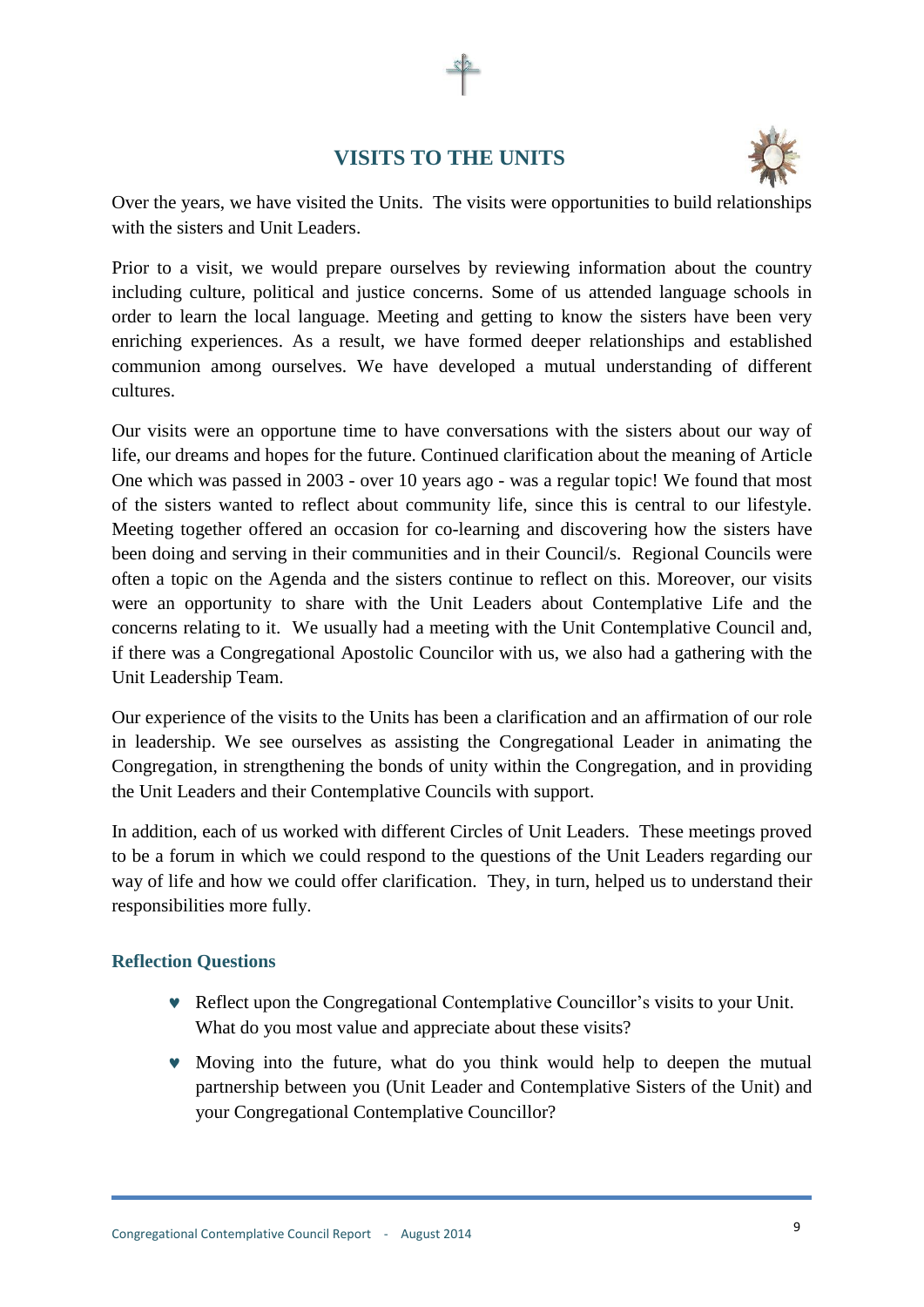# VISITS TO THE UNITS

Over the years, we have visited the Units. The visits were opportunities to build relationships with the sisters and Unit Leaders.

Prior to a visit, we would prepare ourselves by reviewing information about the country including culture, political and justice concerns. Some of us attended language schools in order to learn the local language. Meeting and getting to know the sisters have been very enriching experiences. As a result, we have formed deeper relationships and established communion among ourselves. We have developed a mutual understanding of different cultures.

Our visits were an opportune time to have conversations with the sisters about our way of life, our dreams and hopes for the future. Continued clarification about the meaning of Article One which was passed in 2003 - over 10 years ago - was a regular topic! We found that most of the sisters wanted to reflect about community life, since this is central to our lifestyle. Meeting together offered an occasion for co-learning and discovering how the sisters have been doing and serving in their communities and in their Council/s. Regional Councils were often a topic on the Agenda and the sisters continue to reflect on this. Moreover, our visits were an opportunity to share with the Unit Leaders about Contemplative Life and the concerns relating to it. We usually had a meeting with the Unit Contemplative Council and, if there was a Congregational Apostolic Councilor with us, we also had a gathering with the Unit Leadership Team.

Our experience of the visits to the Units has been a clarification and an affirmation of our role in leadership. We see ourselves as assisting the Congregational Leader in animating the Congregation, in strengthening the bonds of unity within the Congregation, and in providing the Unit Leaders and their Contemplative Councils with support.

In addition, each of us worked with different Circles of Unit Leaders. These meetings proved to be a forum in which we could respond to the questions of the Unit Leaders regarding our way of life and how we could offer clarification. They, in turn, helped us to understand their responsibilities more fully.

### Reflection Questions

- Reflect upon the Congregational Contemplative Councillor's visits to your Unit. What do you most value and appreciate about these visits?
- Moving into the future, what do you think would help to deepen the mutual partnership between you (Unit Leader and Contemplative Sisters of the Unit) and your Congregational Contemplative Councillor?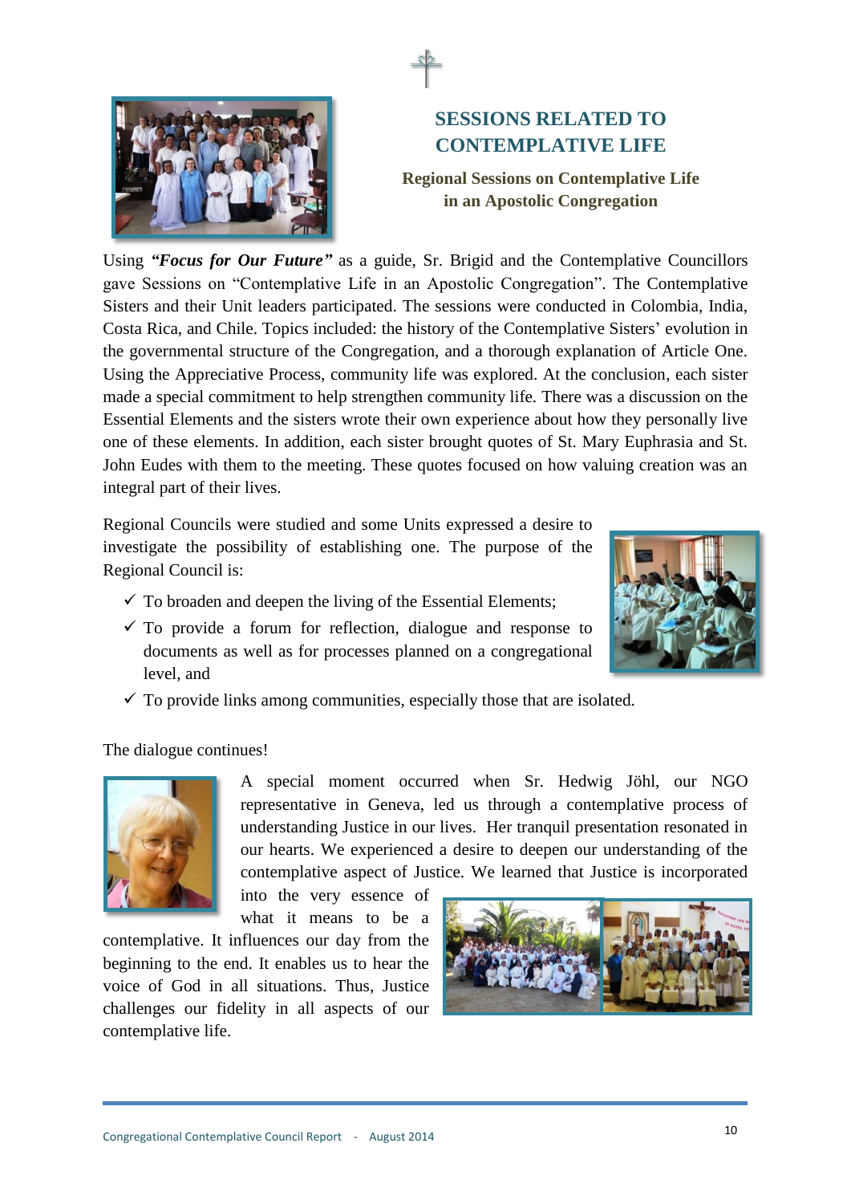## SESSIONS RELATED TO CONTEMPLATIVE LIFE

### Regional Sessions on Contemplative Life in an Apostolic Congregation

Using ***"Focus for Our Future"*** as a guide, Sr. Brigid and the Contemplative Councillors gave Sessions on "Contemplative Life in an Apostolic Congregation". The Contemplative Sisters and their Unit leaders participated. The sessions were conducted in Colombia, India, Costa Rica, and Chile. Topics included: the history of the Contemplative Sisters' evolution in the governmental structure of the Congregation, and a thorough explanation of Article One. Using the Appreciative Process, community life was explored. At the conclusion, each sister made a special commitment to help strengthen community life. There was a discussion on the Essential Elements and the sisters wrote their own experience about how they personally live one of these elements. In addition, each sister brought quotes of St. Mary Euphrasia and St. John Eudes with them to the meeting. These quotes focused on how valuing creation was an integral part of their lives.

Regional Councils were studied and some Units expressed a desire to investigate the possibility of establishing one. The purpose of the Regional Council is:

- ✓ To broaden and deepen the living of the Essential Elements;
- ✓ To provide a forum for reflection, dialogue and response to documents as well as for processes planned on a congregational level, and
- ✓ To provide links among communities, especially those that are isolated.

The dialogue continues!

A special moment occurred when Sr. Hedwig Jöhl, our NGO representative in Geneva, led us through a contemplative process of understanding Justice in our lives. Her tranquil presentation resonated in our hearts. We experienced a desire to deepen our understanding of the contemplative aspect of Justice. We learned that Justice is incorporated into the very essence of what it means to be a contemplative. It influences our day from the beginning to the end. It enables us to hear the voice of God in all situations. Thus, Justice challenges our fidelity in all aspects of our contemplative life.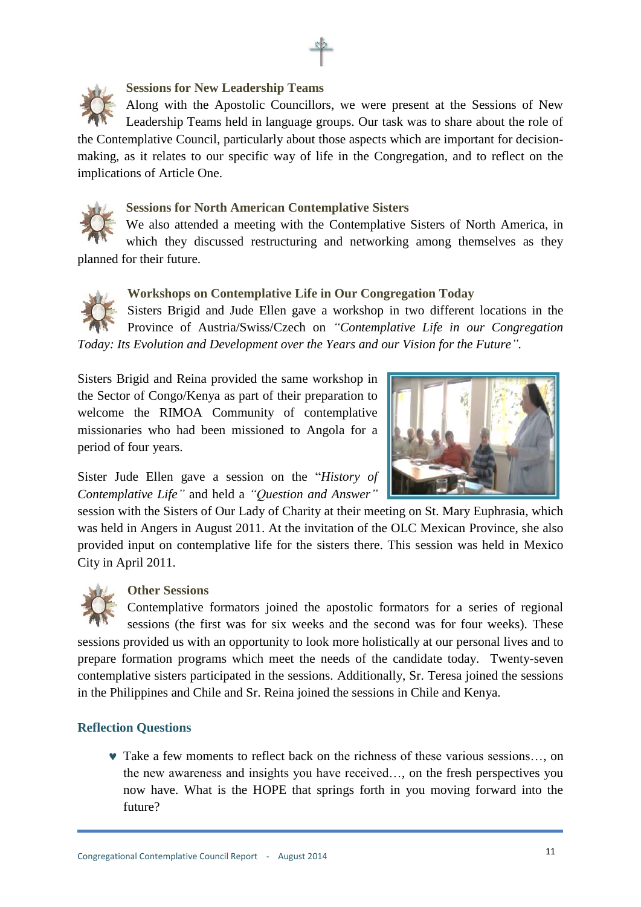### Sessions for New Leadership Teams

Along with the Apostolic Councillors, we were present at the Sessions of New Leadership Teams held in language groups. Our task was to share about the role of the Contemplative Council, particularly about those aspects which are important for decision-making, as it relates to our specific way of life in the Congregation, and to reflect on the implications of Article One.

### Sessions for North American Contemplative Sisters

We also attended a meeting with the Contemplative Sisters of North America, in which they discussed restructuring and networking among themselves as they planned for their future.

### Workshops on Contemplative Life in Our Congregation Today

Sisters Brigid and Jude Ellen gave a workshop in two different locations in the Province of Austria/Swiss/Czech on *"Contemplative Life in our Congregation Today: Its Evolution and Development over the Years and our Vision for the Future".*

Sisters Brigid and Reina provided the same workshop in the Sector of Congo/Kenya as part of their preparation to welcome the RIMOA Community of contemplative missionaries who had been missioned to Angola for a period of four years.

Sister Jude Ellen gave a session on the "*History of Contemplative Life"* and held a *"Question and Answer"* session with the Sisters of Our Lady of Charity at their meeting on St. Mary Euphrasia, which was held in Angers in August 2011. At the invitation of the OLC Mexican Province, she also provided input on contemplative life for the sisters there. This session was held in Mexico City in April 2011.

### Other Sessions

Contemplative formators joined the apostolic formators for a series of regional sessions (the first was for six weeks and the second was for four weeks). These sessions provided us with an opportunity to look more holistically at our personal lives and to prepare formation programs which meet the needs of the candidate today. Twenty-seven contemplative sisters participated in the sessions. Additionally, Sr. Teresa joined the sessions in the Philippines and Chile and Sr. Reina joined the sessions in Chile and Kenya.

### Reflection Questions

- Take a few moments to reflect back on the richness of these various sessions…, on the new awareness and insights you have received…, on the fresh perspectives you now have. What is the HOPE that springs forth in you moving forward into the future?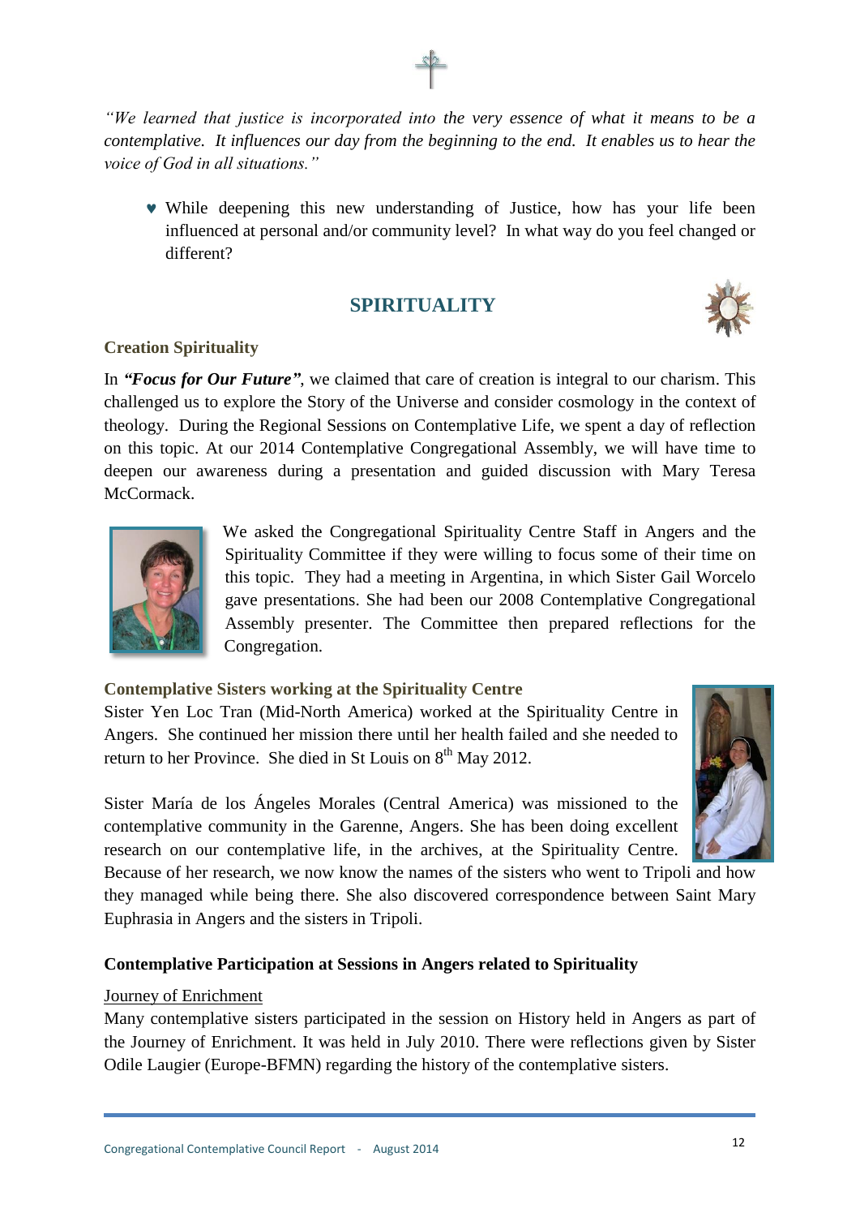*"We learned that justice is incorporated into the very essence of what it means to be a contemplative. It influences our day from the beginning to the end. It enables us to hear the voice of God in all situations."*

- While deepening this new understanding of Justice, how has your life been influenced at personal and/or community level? In what way do you feel changed or different?

## SPIRITUALITY

### Creation Spirituality

In ***"Focus for Our Future"***, we claimed that care of creation is integral to our charism. This challenged us to explore the Story of the Universe and consider cosmology in the context of theology. During the Regional Sessions on Contemplative Life, we spent a day of reflection on this topic. At our 2014 Contemplative Congregational Assembly, we will have time to deepen our awareness during a presentation and guided discussion with Mary Teresa McCormack.

We asked the Congregational Spirituality Centre Staff in Angers and the Spirituality Committee if they were willing to focus some of their time on this topic. They had a meeting in Argentina, in which Sister Gail Worcelo gave presentations. She had been our 2008 Contemplative Congregational Assembly presenter. The Committee then prepared reflections for the Congregation.

### Contemplative Sisters working at the Spirituality Centre

Sister Yen Loc Tran (Mid-North America) worked at the Spirituality Centre in Angers. She continued her mission there until her health failed and she needed to return to her Province. She died in St Louis on 8th May 2012.

Sister María de los Ángeles Morales (Central America) was missioned to the contemplative community in the Garenne, Angers. She has been doing excellent research on our contemplative life, in the archives, at the Spirituality Centre. Because of her research, we now know the names of the sisters who went to Tripoli and how they managed while being there. She also discovered correspondence between Saint Mary Euphrasia in Angers and the sisters in Tripoli.

### Contemplative Participation at Sessions in Angers related to Spirituality

Journey of Enrichment

Many contemplative sisters participated in the session on History held in Angers as part of the Journey of Enrichment. It was held in July 2010. There were reflections given by Sister Odile Laugier (Europe-BFMN) regarding the history of the contemplative sisters.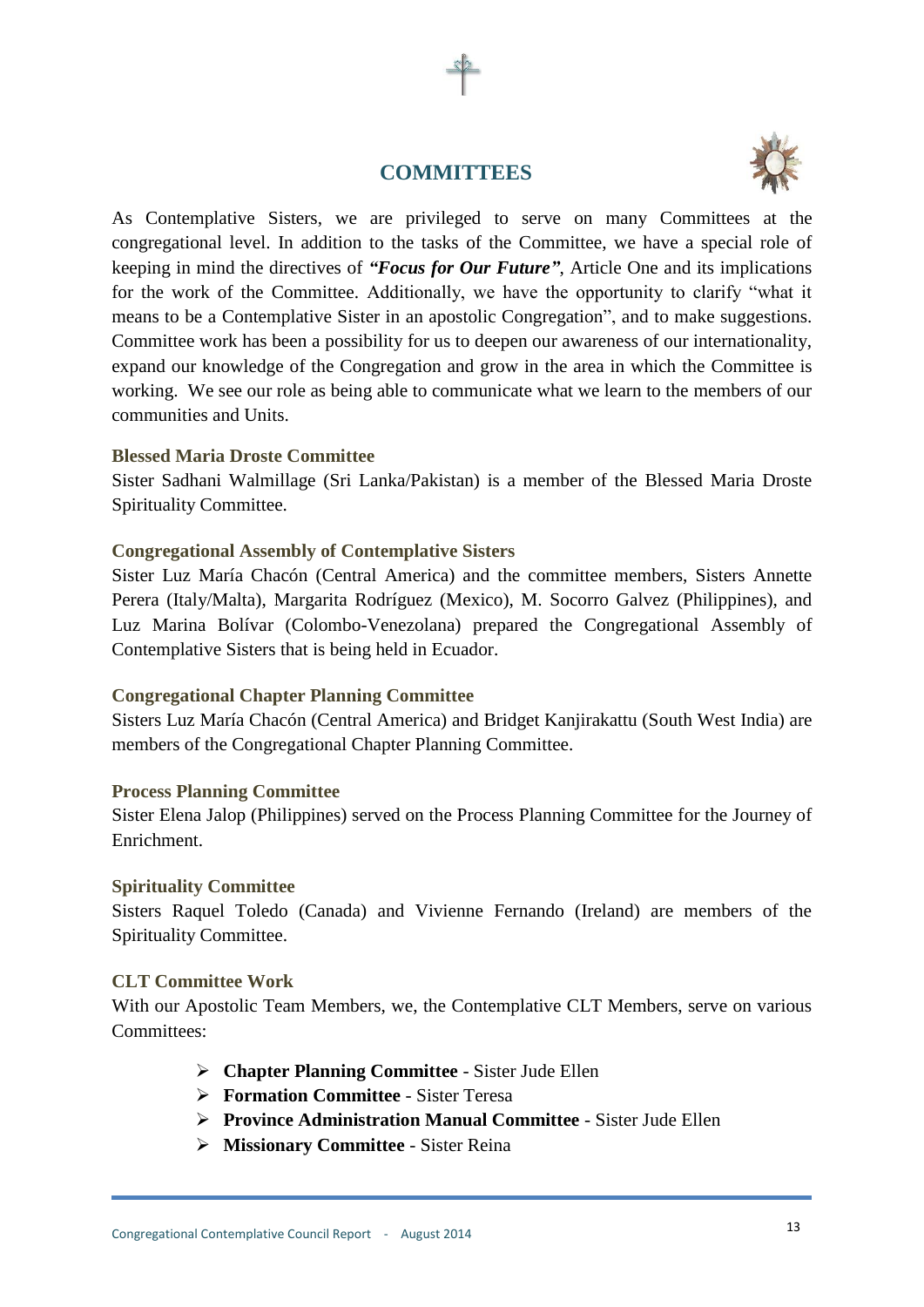# COMMITTEES

As Contemplative Sisters, we are privileged to serve on many Committees at the congregational level. In addition to the tasks of the Committee, we have a special role of keeping in mind the directives of ***"Focus for Our Future"***, Article One and its implications for the work of the Committee. Additionally, we have the opportunity to clarify "what it means to be a Contemplative Sister in an apostolic Congregation", and to make suggestions. Committee work has been a possibility for us to deepen our awareness of our internationality, expand our knowledge of the Congregation and grow in the area in which the Committee is working. We see our role as being able to communicate what we learn to the members of our communities and Units.

### Blessed Maria Droste Committee

Sister Sadhani Walmillage (Sri Lanka/Pakistan) is a member of the Blessed Maria Droste Spirituality Committee.

### Congregational Assembly of Contemplative Sisters

Sister Luz María Chacón (Central America) and the committee members, Sisters Annette Perera (Italy/Malta), Margarita Rodríguez (Mexico), M. Socorro Galvez (Philippines), and Luz Marina Bolívar (Colombo-Venezolana) prepared the Congregational Assembly of Contemplative Sisters that is being held in Ecuador.

### Congregational Chapter Planning Committee

Sisters Luz María Chacón (Central America) and Bridget Kanjirakattu (South West India) are members of the Congregational Chapter Planning Committee.

### Process Planning Committee

Sister Elena Jalop (Philippines) served on the Process Planning Committee for the Journey of Enrichment.

### Spirituality Committee

Sisters Raquel Toledo (Canada) and Vivienne Fernando (Ireland) are members of the Spirituality Committee.

### CLT Committee Work

With our Apostolic Team Members, we, the Contemplative CLT Members, serve on various Committees:

- **Chapter Planning Committee** - Sister Jude Ellen
- **Formation Committee** - Sister Teresa
- **Province Administration Manual Committee** - Sister Jude Ellen
- **Missionary Committee** - Sister Reina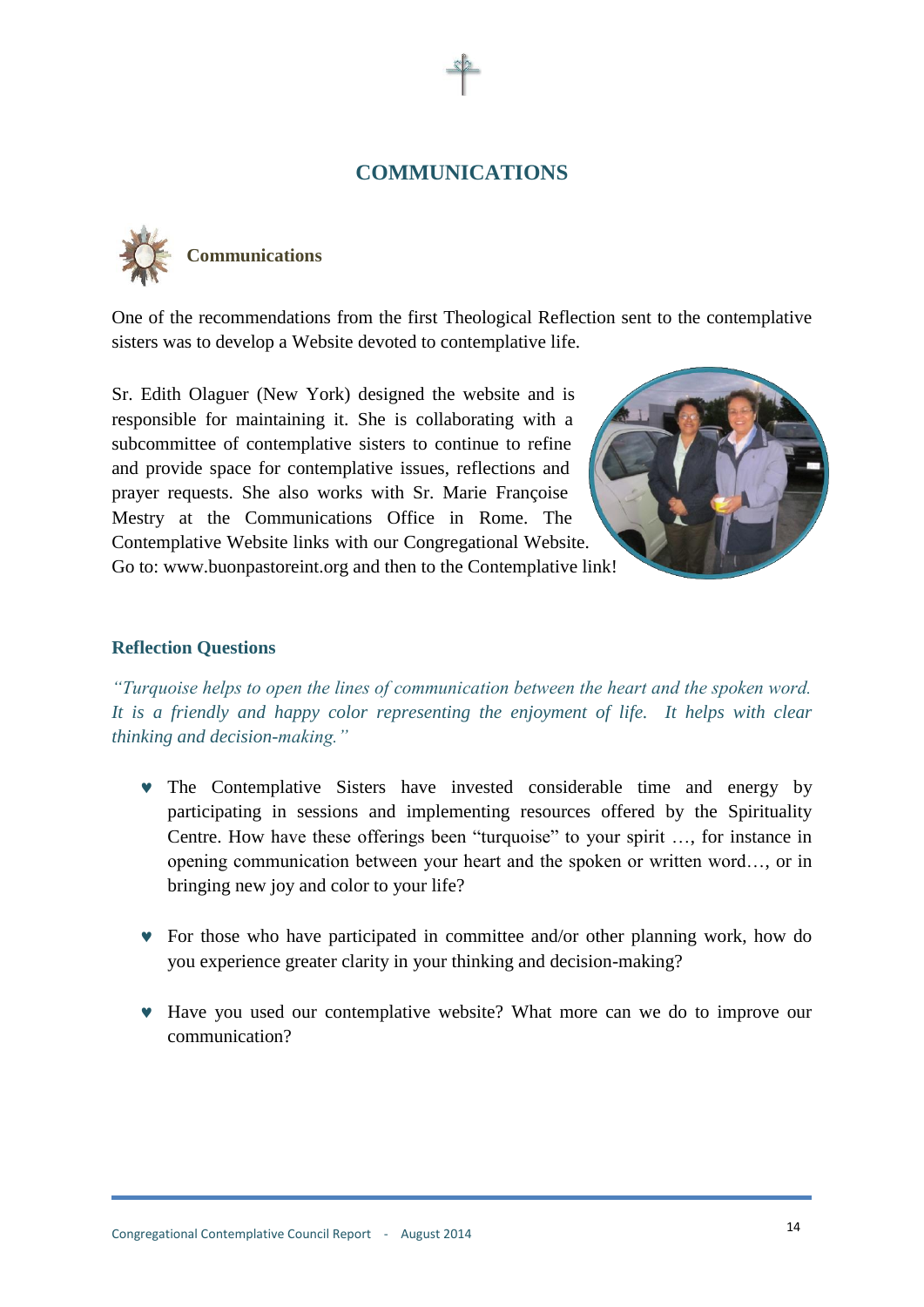# COMMUNICATIONS

## Communications

One of the recommendations from the first Theological Reflection sent to the contemplative sisters was to develop a Website devoted to contemplative life.

Sr. Edith Olaguer (New York) designed the website and is responsible for maintaining it. She is collaborating with a subcommittee of contemplative sisters to continue to refine and provide space for contemplative issues, reflections and prayer requests. She also works with Sr. Marie Françoise Mestry at the Communications Office in Rome. The Contemplative Website links with our Congregational Website. Go to: www.buonpastoreint.org and then to the Contemplative link!

### Reflection Questions

*"Turquoise helps to open the lines of communication between the heart and the spoken word. It is a friendly and happy color representing the enjoyment of life. It helps with clear thinking and decision-making."*

- The Contemplative Sisters have invested considerable time and energy by participating in sessions and implementing resources offered by the Spirituality Centre. How have these offerings been "turquoise" to your spirit …, for instance in opening communication between your heart and the spoken or written word…, or in bringing new joy and color to your life?

- For those who have participated in committee and/or other planning work, how do you experience greater clarity in your thinking and decision-making?

- Have you used our contemplative website? What more can we do to improve our communication?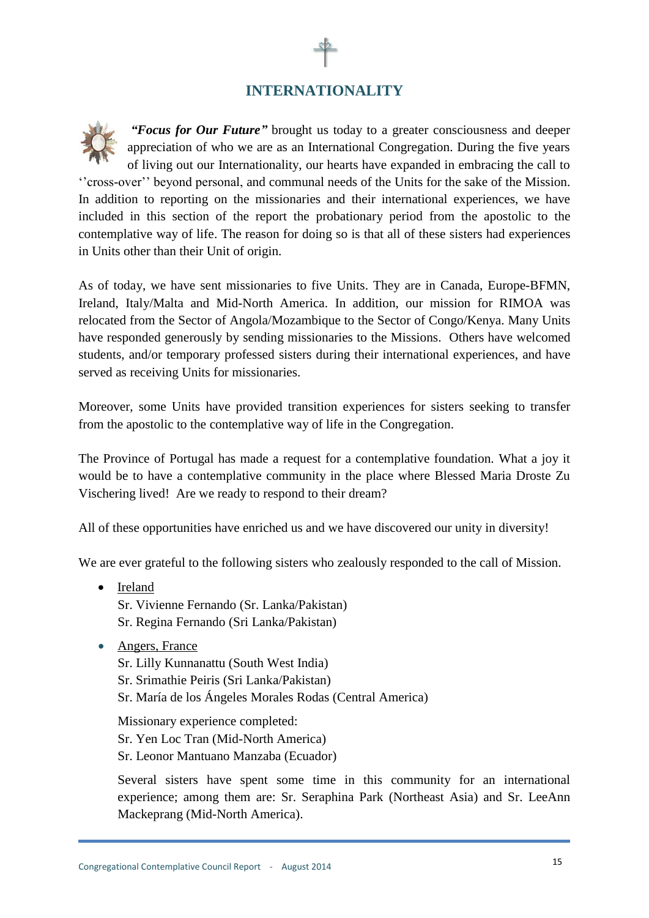# INTERNATIONALITY

***"Focus for Our Future"*** brought us today to a greater consciousness and deeper appreciation of who we are as an International Congregation. During the five years of living out our Internationality, our hearts have expanded in embracing the call to ''cross-over'' beyond personal, and communal needs of the Units for the sake of the Mission. In addition to reporting on the missionaries and their international experiences, we have included in this section of the report the probationary period from the apostolic to the contemplative way of life. The reason for doing so is that all of these sisters had experiences in Units other than their Unit of origin.

As of today, we have sent missionaries to five Units. They are in Canada, Europe-BFMN, Ireland, Italy/Malta and Mid-North America. In addition, our mission for RIMOA was relocated from the Sector of Angola/Mozambique to the Sector of Congo/Kenya. Many Units have responded generously by sending missionaries to the Missions. Others have welcomed students, and/or temporary professed sisters during their international experiences, and have served as receiving Units for missionaries.

Moreover, some Units have provided transition experiences for sisters seeking to transfer from the apostolic to the contemplative way of life in the Congregation.

The Province of Portugal has made a request for a contemplative foundation. What a joy it would be to have a contemplative community in the place where Blessed Maria Droste Zu Vischering lived! Are we ready to respond to their dream?

All of these opportunities have enriched us and we have discovered our unity in diversity!

We are ever grateful to the following sisters who zealously responded to the call of Mission.

- Ireland
  Sr. Vivienne Fernando (Sr. Lanka/Pakistan)
  Sr. Regina Fernando (Sri Lanka/Pakistan)

- Angers, France
  Sr. Lilly Kunnanattu (South West India)
  Sr. Srimathie Peiris (Sri Lanka/Pakistan)
  Sr. María de los Ángeles Morales Rodas (Central America)

  Missionary experience completed:
  Sr. Yen Loc Tran (Mid-North America)
  Sr. Leonor Mantuano Manzaba (Ecuador)

  Several sisters have spent some time in this community for an international experience; among them are: Sr. Seraphina Park (Northeast Asia) and Sr. LeeAnn Mackeprang (Mid-North America).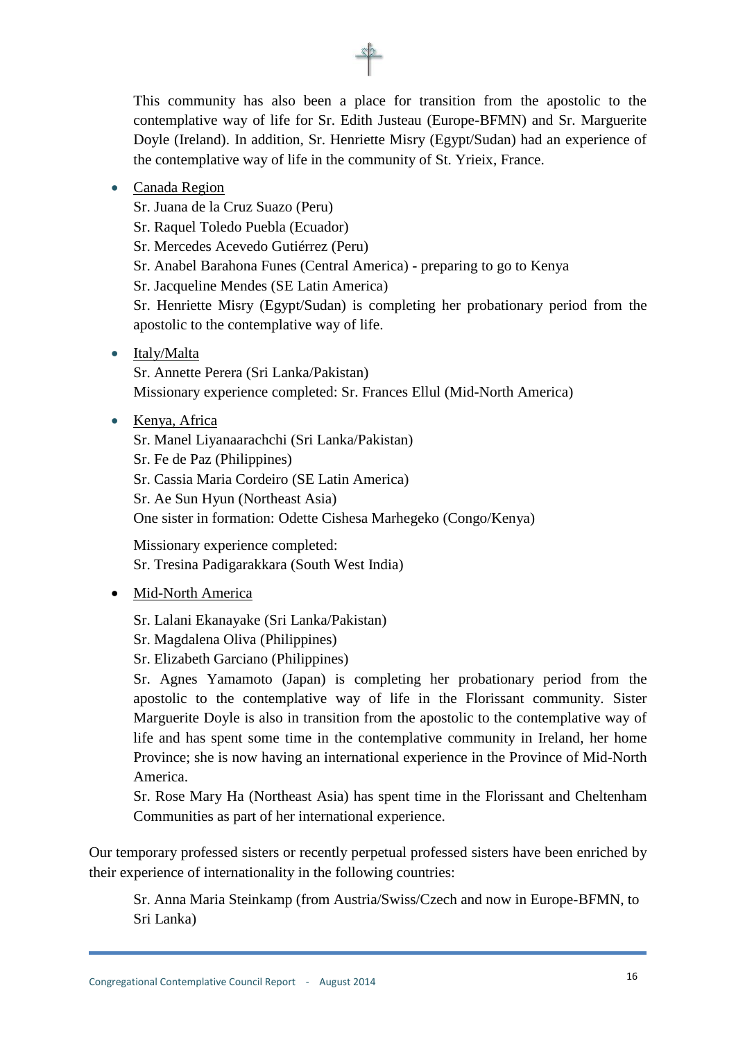This community has also been a place for transition from the apostolic to the contemplative way of life for Sr. Edith Justeau (Europe-BFMN) and Sr. Marguerite Doyle (Ireland). In addition, Sr. Henriette Misry (Egypt/Sudan) had an experience of the contemplative way of life in the community of St. Yrieix, France.

- Canada Region
  Sr. Juana de la Cruz Suazo (Peru)
  Sr. Raquel Toledo Puebla (Ecuador)
  Sr. Mercedes Acevedo Gutiérrez (Peru)
  Sr. Anabel Barahona Funes (Central America) - preparing to go to Kenya
  Sr. Jacqueline Mendes (SE Latin America)
  Sr. Henriette Misry (Egypt/Sudan) is completing her probationary period from the apostolic to the contemplative way of life.

- Italy/Malta
  Sr. Annette Perera (Sri Lanka/Pakistan)
  Missionary experience completed: Sr. Frances Ellul (Mid-North America)

- Kenya, Africa
  Sr. Manel Liyanaarachchi (Sri Lanka/Pakistan)
  Sr. Fe de Paz (Philippines)
  Sr. Cassia Maria Cordeiro (SE Latin America)
  Sr. Ae Sun Hyun (Northeast Asia)
  One sister in formation: Odette Cishesa Marhegeko (Congo/Kenya)

  Missionary experience completed:
  Sr. Tresina Padigarakkara (South West India)

- Mid-North America

  Sr. Lalani Ekanayake (Sri Lanka/Pakistan)
  Sr. Magdalena Oliva (Philippines)
  Sr. Elizabeth Garciano (Philippines)
  Sr. Agnes Yamamoto (Japan) is completing her probationary period from the apostolic to the contemplative way of life in the Florissant community. Sister Marguerite Doyle is also in transition from the apostolic to the contemplative way of life and has spent some time in the contemplative community in Ireland, her home Province; she is now having an international experience in the Province of Mid-North America.
  Sr. Rose Mary Ha (Northeast Asia) has spent time in the Florissant and Cheltenham Communities as part of her international experience.

Our temporary professed sisters or recently perpetual professed sisters have been enriched by their experience of internationality in the following countries:

Sr. Anna Maria Steinkamp (from Austria/Swiss/Czech and now in Europe-BFMN, to Sri Lanka)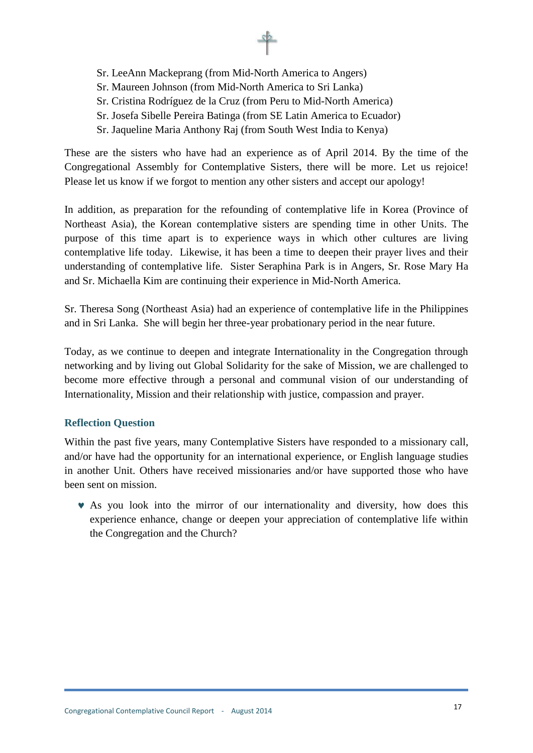Sr. LeeAnn Mackeprang (from Mid-North America to Angers)  
Sr. Maureen Johnson (from Mid-North America to Sri Lanka)  
Sr. Cristina Rodríguez de la Cruz (from Peru to Mid-North America)  
Sr. Josefa Sibelle Pereira Batinga (from SE Latin America to Ecuador)  
Sr. Jaqueline Maria Anthony Raj (from South West India to Kenya)

These are the sisters who have had an experience as of April 2014. By the time of the Congregational Assembly for Contemplative Sisters, there will be more. Let us rejoice! Please let us know if we forgot to mention any other sisters and accept our apology!

In addition, as preparation for the refounding of contemplative life in Korea (Province of Northeast Asia), the Korean contemplative sisters are spending time in other Units. The purpose of this time apart is to experience ways in which other cultures are living contemplative life today. Likewise, it has been a time to deepen their prayer lives and their understanding of contemplative life. Sister Seraphina Park is in Angers, Sr. Rose Mary Ha and Sr. Michaella Kim are continuing their experience in Mid-North America.

Sr. Theresa Song (Northeast Asia) had an experience of contemplative life in the Philippines and in Sri Lanka. She will begin her three-year probationary period in the near future.

Today, as we continue to deepen and integrate Internationality in the Congregation through networking and by living out Global Solidarity for the sake of Mission, we are challenged to become more effective through a personal and communal vision of our understanding of Internationality, Mission and their relationship with justice, compassion and prayer.

### Reflection Question

Within the past five years, many Contemplative Sisters have responded to a missionary call, and/or have had the opportunity for an international experience, or English language studies in another Unit. Others have received missionaries and/or have supported those who have been sent on mission.

- As you look into the mirror of our internationality and diversity, how does this experience enhance, change or deepen your appreciation of contemplative life within the Congregation and the Church?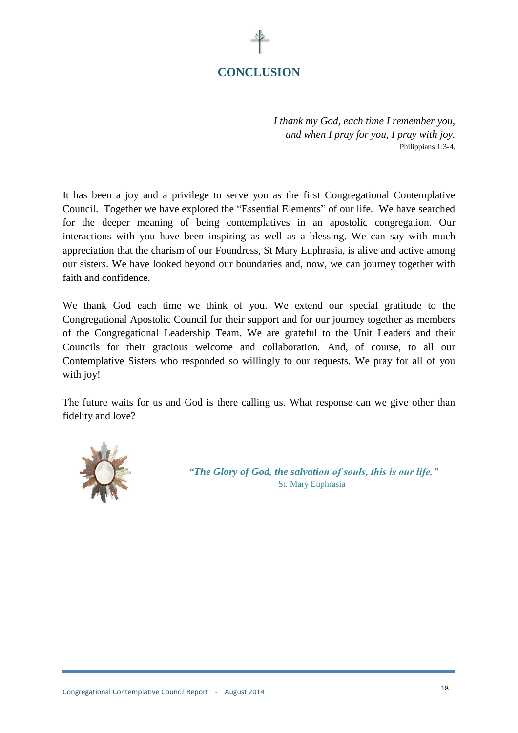# CONCLUSION

*I thank my God, each time I remember you,*
*and when I pray for you, I pray with joy.*
Philippians 1:3-4.

It has been a joy and a privilege to serve you as the first Congregational Contemplative Council. Together we have explored the "Essential Elements" of our life. We have searched for the deeper meaning of being contemplatives in an apostolic congregation. Our interactions with you have been inspiring as well as a blessing. We can say with much appreciation that the charism of our Foundress, St Mary Euphrasia, is alive and active among our sisters. We have looked beyond our boundaries and, now, we can journey together with faith and confidence.

We thank God each time we think of you. We extend our special gratitude to the Congregational Apostolic Council for their support and for our journey together as members of the Congregational Leadership Team. We are grateful to the Unit Leaders and their Councils for their gracious welcome and collaboration. And, of course, to all our Contemplative Sisters who responded so willingly to our requests. We pray for all of you with joy!

The future waits for us and God is there calling us. What response can we give other than fidelity and love?

***"The Glory of God, the salvation of souls, this is our life."***
St. Mary Euphrasia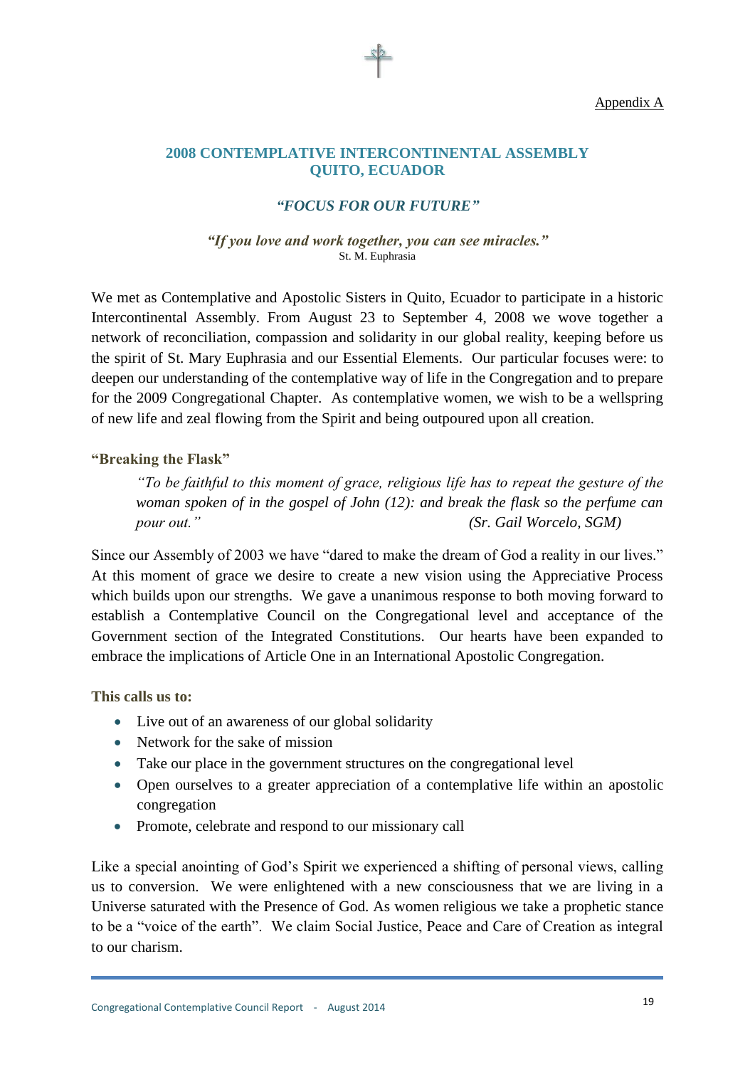Appendix A

## 2008 CONTEMPLATIVE INTERCONTINENTAL ASSEMBLY QUITO, ECUADOR

### *"FOCUS FOR OUR FUTURE"*

***"If you love and work together, you can see miracles."***
St. M. Euphrasia

We met as Contemplative and Apostolic Sisters in Quito, Ecuador to participate in a historic Intercontinental Assembly. From August 23 to September 4, 2008 we wove together a network of reconciliation, compassion and solidarity in our global reality, keeping before us the spirit of St. Mary Euphrasia and our Essential Elements. Our particular focuses were: to deepen our understanding of the contemplative way of life in the Congregation and to prepare for the 2009 Congregational Chapter. As contemplative women, we wish to be a wellspring of new life and zeal flowing from the Spirit and being outpoured upon all creation.

**"Breaking the Flask"**

> *"To be faithful to this moment of grace, religious life has to repeat the gesture of the woman spoken of in the gospel of John (12): and break the flask so the perfume can pour out."* (Sr. Gail Worcelo, SGM)

Since our Assembly of 2003 we have "dared to make the dream of God a reality in our lives." At this moment of grace we desire to create a new vision using the Appreciative Process which builds upon our strengths. We gave a unanimous response to both moving forward to establish a Contemplative Council on the Congregational level and acceptance of the Government section of the Integrated Constitutions. Our hearts have been expanded to embrace the implications of Article One in an International Apostolic Congregation.

**This calls us to:**

- Live out of an awareness of our global solidarity
- Network for the sake of mission
- Take our place in the government structures on the congregational level
- Open ourselves to a greater appreciation of a contemplative life within an apostolic congregation
- Promote, celebrate and respond to our missionary call

Like a special anointing of God's Spirit we experienced a shifting of personal views, calling us to conversion. We were enlightened with a new consciousness that we are living in a Universe saturated with the Presence of God. As women religious we take a prophetic stance to be a "voice of the earth". We claim Social Justice, Peace and Care of Creation as integral to our charism.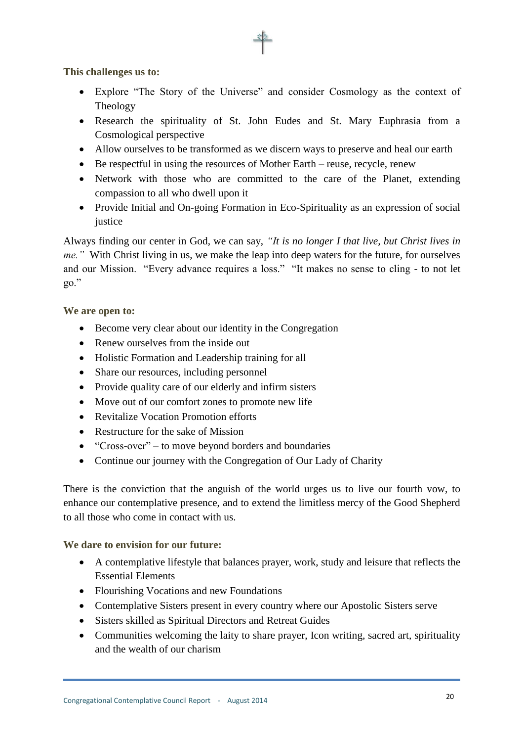**This challenges us to:**

- Explore "The Story of the Universe" and consider Cosmology as the context of Theology
- Research the spirituality of St. John Eudes and St. Mary Euphrasia from a Cosmological perspective
- Allow ourselves to be transformed as we discern ways to preserve and heal our earth
- Be respectful in using the resources of Mother Earth – reuse, recycle, renew
- Network with those who are committed to the care of the Planet, extending compassion to all who dwell upon it
- Provide Initial and On-going Formation in Eco-Spirituality as an expression of social justice

Always finding our center in God, we can say, *"It is no longer I that live, but Christ lives in me."* With Christ living in us, we make the leap into deep waters for the future, for ourselves and our Mission. "Every advance requires a loss." "It makes no sense to cling - to not let go."

**We are open to:**

- Become very clear about our identity in the Congregation
- Renew ourselves from the inside out
- Holistic Formation and Leadership training for all
- Share our resources, including personnel
- Provide quality care of our elderly and infirm sisters
- Move out of our comfort zones to promote new life
- Revitalize Vocation Promotion efforts
- Restructure for the sake of Mission
- "Cross-over" – to move beyond borders and boundaries
- Continue our journey with the Congregation of Our Lady of Charity

There is the conviction that the anguish of the world urges us to live our fourth vow, to enhance our contemplative presence, and to extend the limitless mercy of the Good Shepherd to all those who come in contact with us.

**We dare to envision for our future:**

- A contemplative lifestyle that balances prayer, work, study and leisure that reflects the Essential Elements
- Flourishing Vocations and new Foundations
- Contemplative Sisters present in every country where our Apostolic Sisters serve
- Sisters skilled as Spiritual Directors and Retreat Guides
- Communities welcoming the laity to share prayer, Icon writing, sacred art, spirituality and the wealth of our charism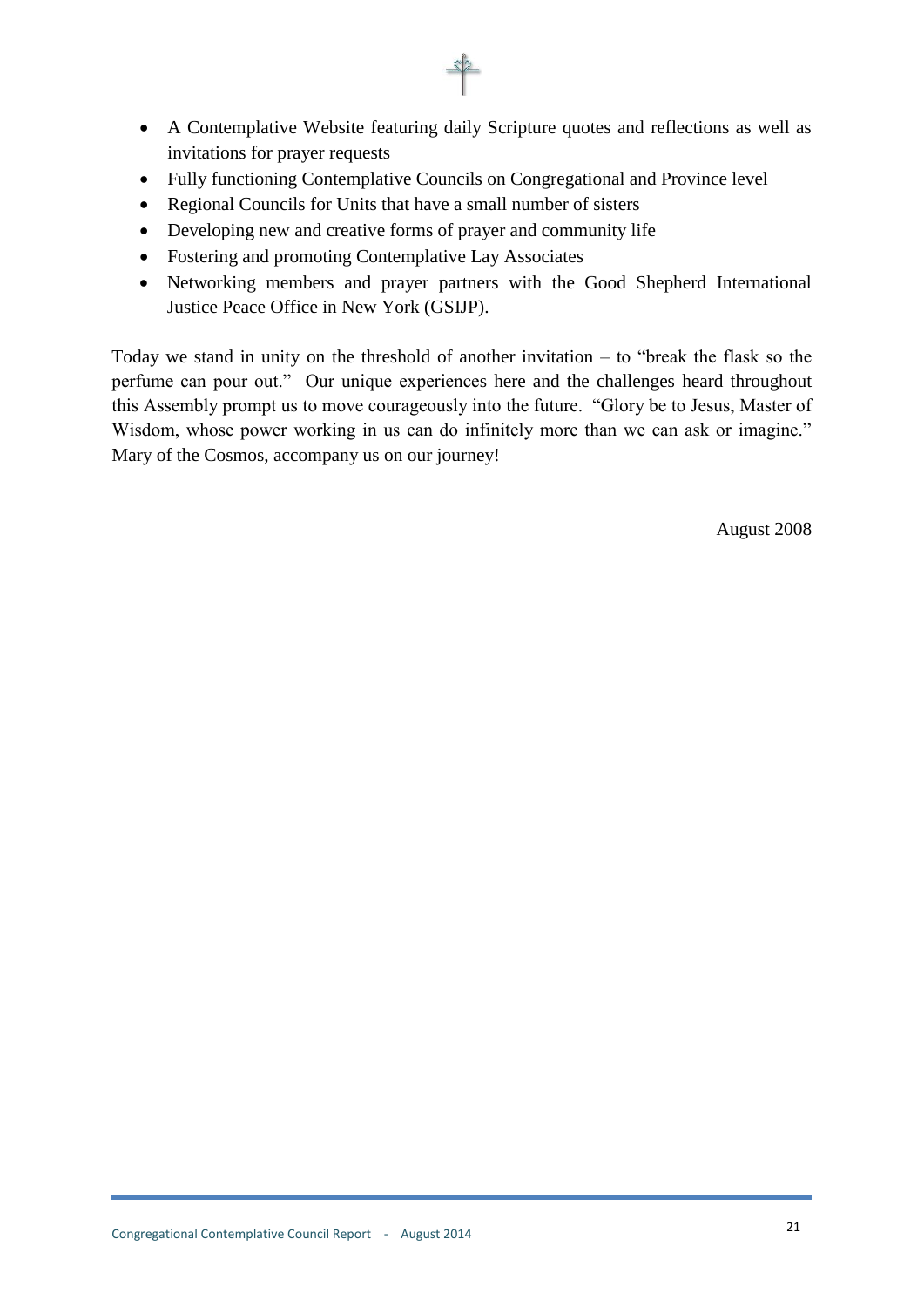- A Contemplative Website featuring daily Scripture quotes and reflections as well as invitations for prayer requests
- Fully functioning Contemplative Councils on Congregational and Province level
- Regional Councils for Units that have a small number of sisters
- Developing new and creative forms of prayer and community life
- Fostering and promoting Contemplative Lay Associates
- Networking members and prayer partners with the Good Shepherd International Justice Peace Office in New York (GSIJP).

Today we stand in unity on the threshold of another invitation – to "break the flask so the perfume can pour out." Our unique experiences here and the challenges heard throughout this Assembly prompt us to move courageously into the future. "Glory be to Jesus, Master of Wisdom, whose power working in us can do infinitely more than we can ask or imagine." Mary of the Cosmos, accompany us on our journey!

August 2008